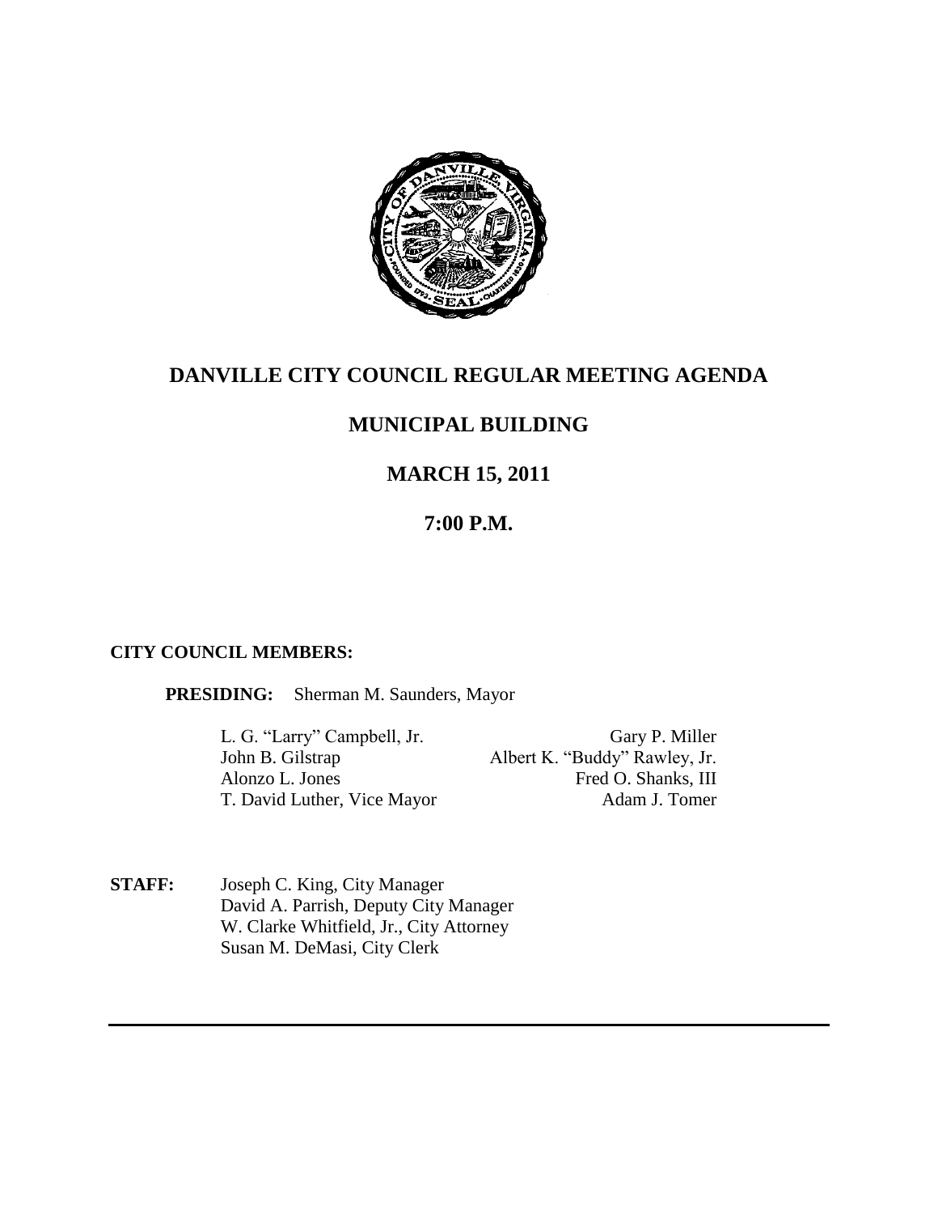# DANVILLE CITY COUNCIL REGULAR MEETING AGENDA

## MUNICIPAL BUILDING

## MARCH 15, 2011

## 7:00 P.M.

**CITY COUNCIL MEMBERS:**

**PRESIDING:** Sherman M. Saunders, Mayor

| | |
|---|---|
| L. G. "Larry" Campbell, Jr. | Gary P. Miller |
| John B. Gilstrap | Albert K. "Buddy" Rawley, Jr. |
| Alonzo L. Jones | Fred O. Shanks, III |
| T. David Luther, Vice Mayor | Adam J. Tomer |

**STAFF:** Joseph C. King, City Manager
David A. Parrish, Deputy City Manager
W. Clarke Whitfield, Jr., City Attorney
Susan M. DeMasi, City Clerk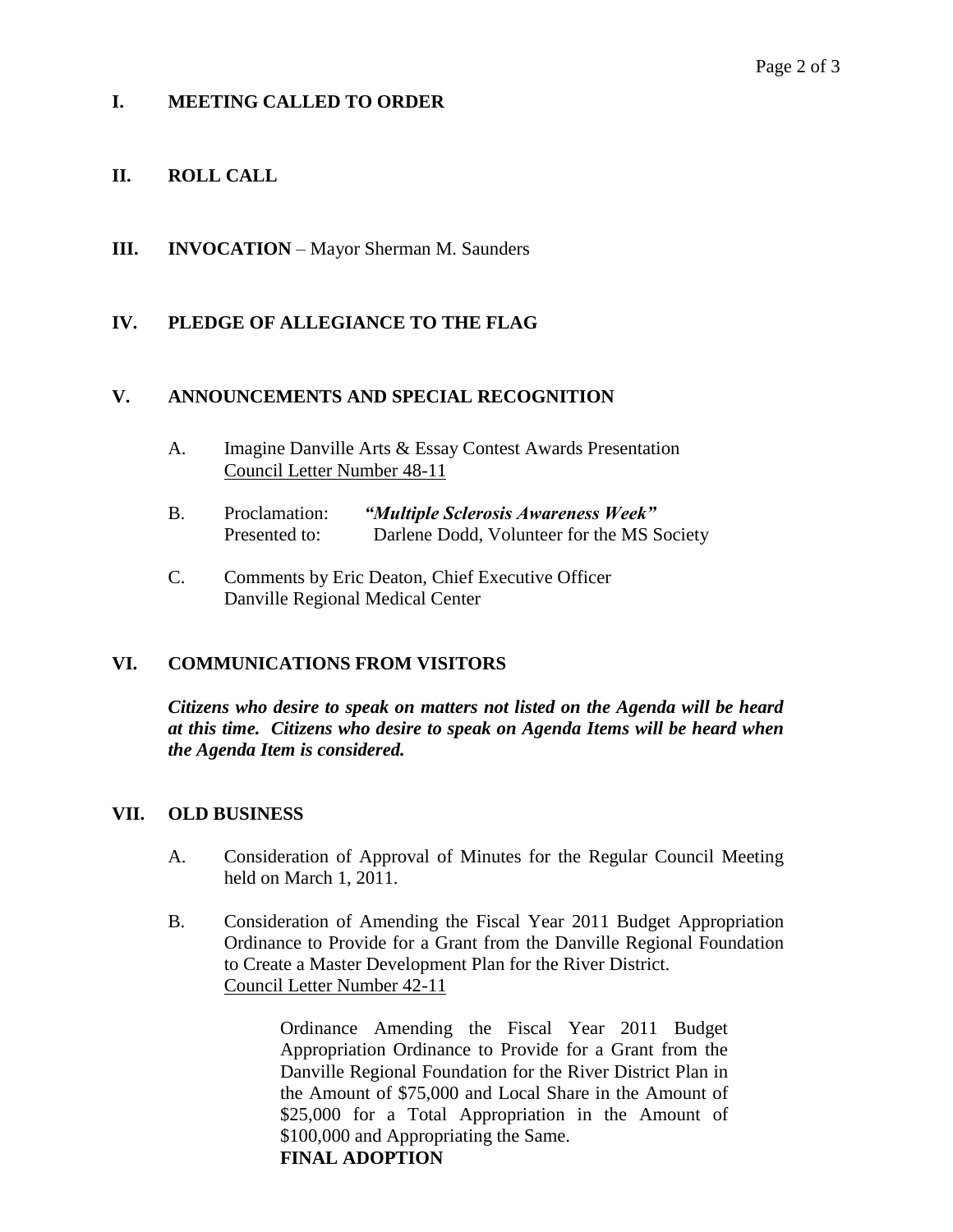## I. MEETING CALLED TO ORDER

## II. ROLL CALL

## III. INVOCATION – Mayor Sherman M. Saunders

## IV. PLEDGE OF ALLEGIANCE TO THE FLAG

## V. ANNOUNCEMENTS AND SPECIAL RECOGNITION

A. Imagine Danville Arts & Essay Contest Awards Presentation
Council Letter Number 48-11

B. Proclamation: ***"Multiple Sclerosis Awareness Week"***
Presented to: Darlene Dodd, Volunteer for the MS Society

C. Comments by Eric Deaton, Chief Executive Officer
Danville Regional Medical Center

## VI. COMMUNICATIONS FROM VISITORS

***Citizens who desire to speak on matters not listed on the Agenda will be heard at this time. Citizens who desire to speak on Agenda Items will be heard when the Agenda Item is considered.***

## VII. OLD BUSINESS

A. Consideration of Approval of Minutes for the Regular Council Meeting held on March 1, 2011.

B. Consideration of Amending the Fiscal Year 2011 Budget Appropriation Ordinance to Provide for a Grant from the Danville Regional Foundation to Create a Master Development Plan for the River District.
Council Letter Number 42-11

> Ordinance Amending the Fiscal Year 2011 Budget Appropriation Ordinance to Provide for a Grant from the Danville Regional Foundation for the River District Plan in the Amount of $75,000 and Local Share in the Amount of $25,000 for a Total Appropriation in the Amount of $100,000 and Appropriating the Same.
> **FINAL ADOPTION**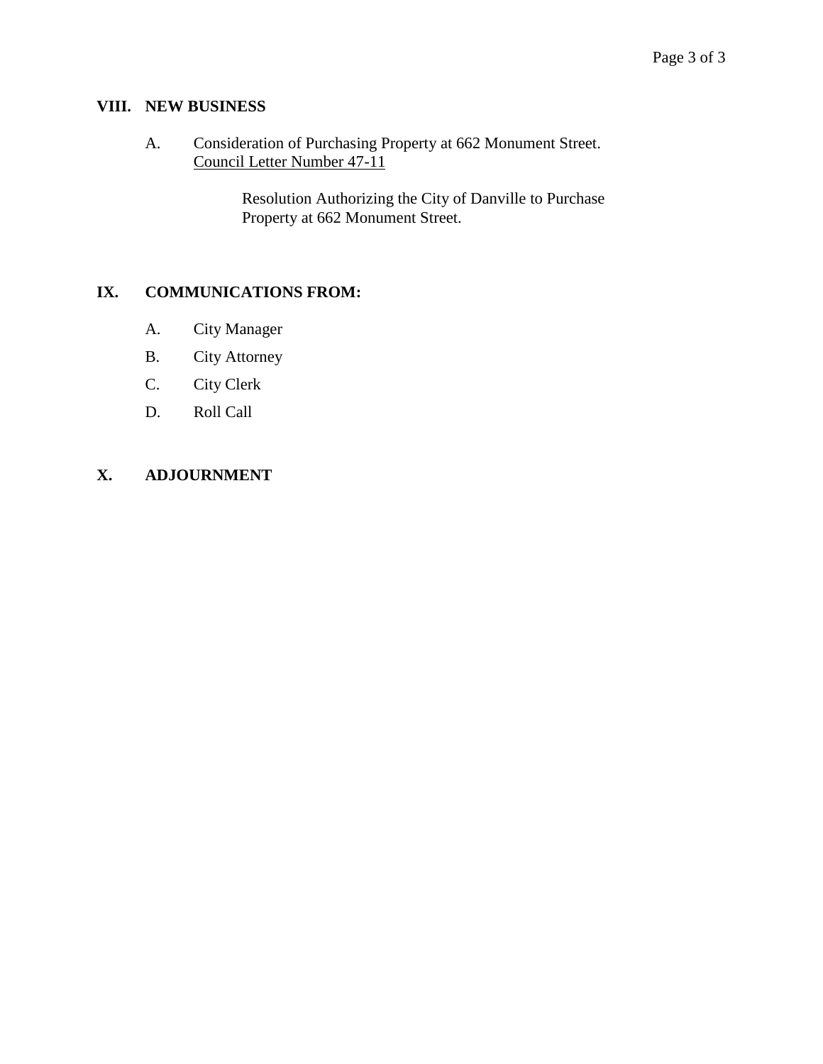## VIII. NEW BUSINESS

A. Consideration of Purchasing Property at 662 Monument Street.
Council Letter Number 47-11

Resolution Authorizing the City of Danville to Purchase Property at 662 Monument Street.

## IX. COMMUNICATIONS FROM:

A. City Manager

B. City Attorney

C. City Clerk

D. Roll Call

## X. ADJOURNMENT